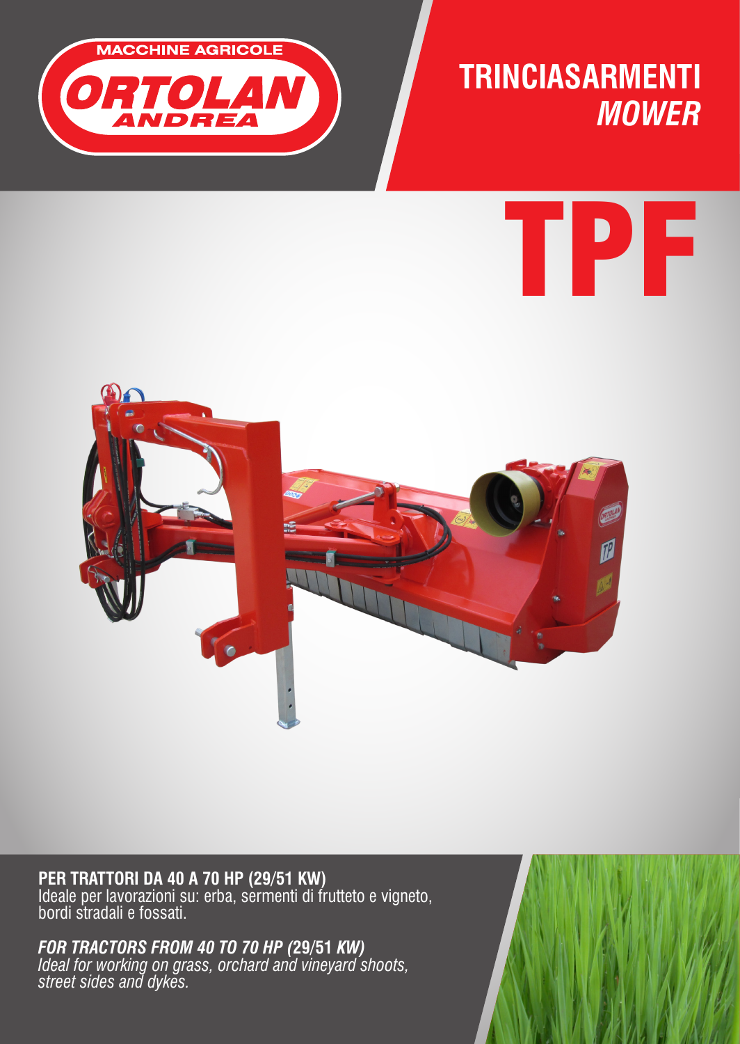MACCHINE AGRICOLE

ORTOLAN

ANDREA

# TRINCIASARMENTI
*MOWER*

# TPF

**PER TRATTORI DA 40 A 70 HP (29/51 KW)**
Ideale per lavorazioni su: erba, sermenti di frutteto e vigneto, bordi stradali e fossati.

***FOR TRACTORS FROM 40 TO 70 HP (29/51 KW)***
*Ideal for working on grass, orchard and vineyard shoots, street sides and dykes.*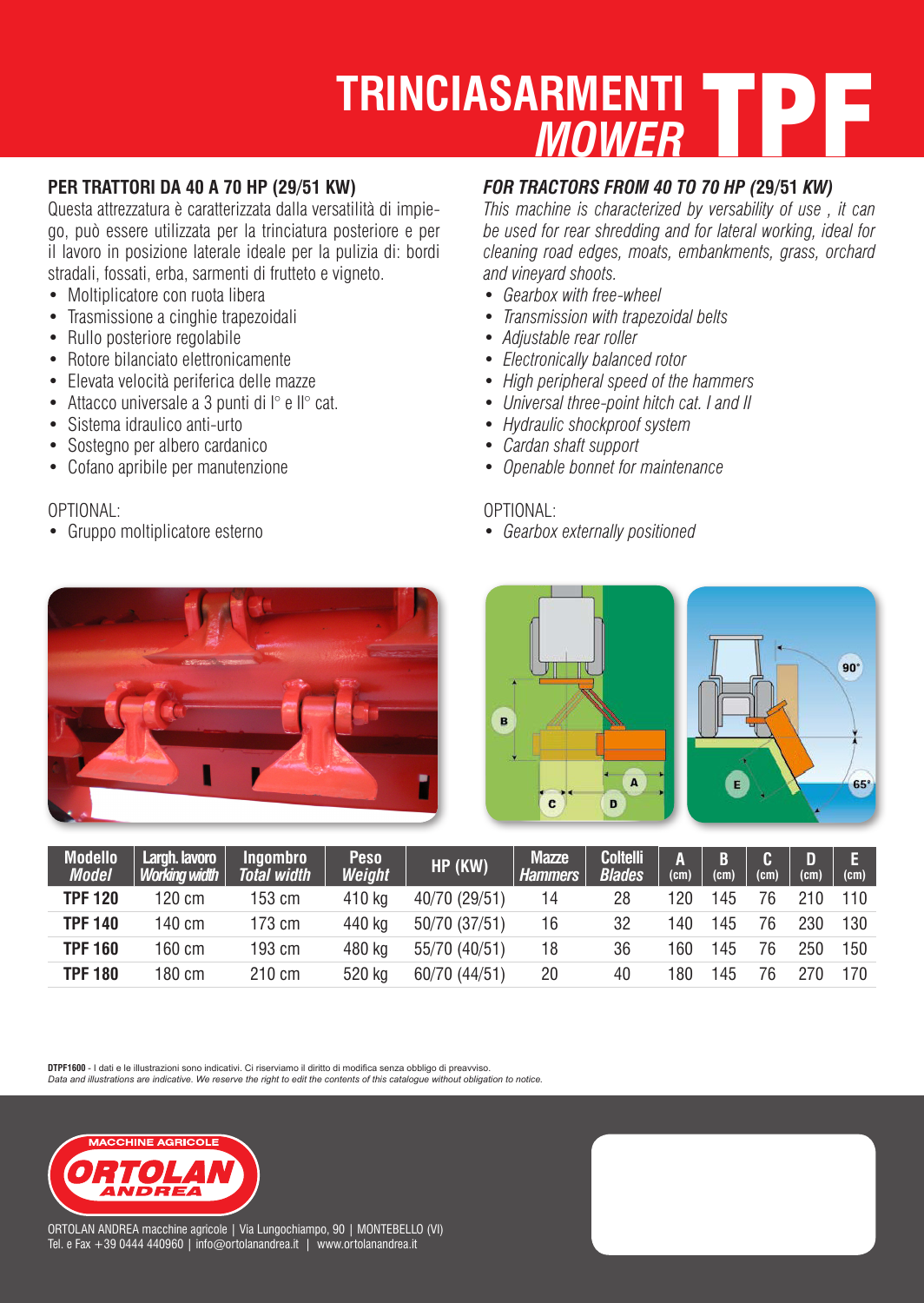# TRINCIASARMENTI *MOWER* TPF

## PER TRATTORI DA 40 A 70 HP (29/51 KW)

Questa attrezzatura è caratterizzata dalla versatilità di impiego, può essere utilizzata per la trinciatura posteriore e per il lavoro in posizione laterale ideale per la pulizia di: bordi stradali, fossati, erba, sarmenti di frutteto e vigneto.

- Moltiplicatore con ruota libera
- Trasmissione a cinghie trapezoidali
- Rullo posteriore regolabile
- Rotore bilanciato elettronicamente
- Elevata velocità periferica delle mazze
- Attacco universale a 3 punti di I° e II° cat.
- Sistema idraulico anti-urto
- Sostegno per albero cardanico
- Cofano apribile per manutenzione

OPTIONAL:

- Gruppo moltiplicatore esterno

## *FOR TRACTORS FROM 40 TO 70 HP (29/51 KW)*

*This machine is characterized by versability of use , it can be used for rear shredding and for lateral working, ideal for cleaning road edges, moats, embankments, grass, orchard and vineyard shoots.*

- *Gearbox with free-wheel*
- *Transmission with trapezoidal belts*
- *Adjustable rear roller*
- *Electronically balanced rotor*
- *High peripheral speed of the hammers*
- *Universal three-point hitch cat. I and II*
- *Hydraulic shockproof system*
- *Cardan shaft support*
- *Openable bonnet for maintenance*

OPTIONAL:

- *Gearbox externally positioned*

B

A

C

D

90°

E

65°

| Modello *Model* | Largh. lavoro *Working width* | Ingombro *Total width* | Peso *Weight* | HP (KW) | Mazze *Hammers* | Coltelli *Blades* | A (cm) | B (cm) | C (cm) | D (cm) | E (cm) |
|---|---|---|---|---|---|---|---|---|---|---|---|
| **TPF 120** | 120 cm | 153 cm | 410 kg | 40/70 (29/51) | 14 | 28 | 120 | 145 | 76 | 210 | 110 |
| **TPF 140** | 140 cm | 173 cm | 440 kg | 50/70 (37/51) | 16 | 32 | 140 | 145 | 76 | 230 | 130 |
| **TPF 160** | 160 cm | 193 cm | 480 kg | 55/70 (40/51) | 18 | 36 | 160 | 145 | 76 | 250 | 150 |
| **TPF 180** | 180 cm | 210 cm | 520 kg | 60/70 (44/51) | 20 | 40 | 180 | 145 | 76 | 270 | 170 |

**DTPF1600** - I dati e le illustrazioni sono indicativi. Ci riserviamo il diritto di modifica senza obbligo di preavviso.
*Data and illustrations are indicative. We reserve the right to edit the contents of this catalogue without obligation to notice.*

MACCHINE AGRICOLE ORTOLAN ANDREA

ORTOLAN ANDREA macchine agricole | Via Lungochiampo, 90 | MONTEBELLO (VI)
Tel. e Fax +39 0444 440960 | info@ortolanandrea.it | www.ortolanandrea.it